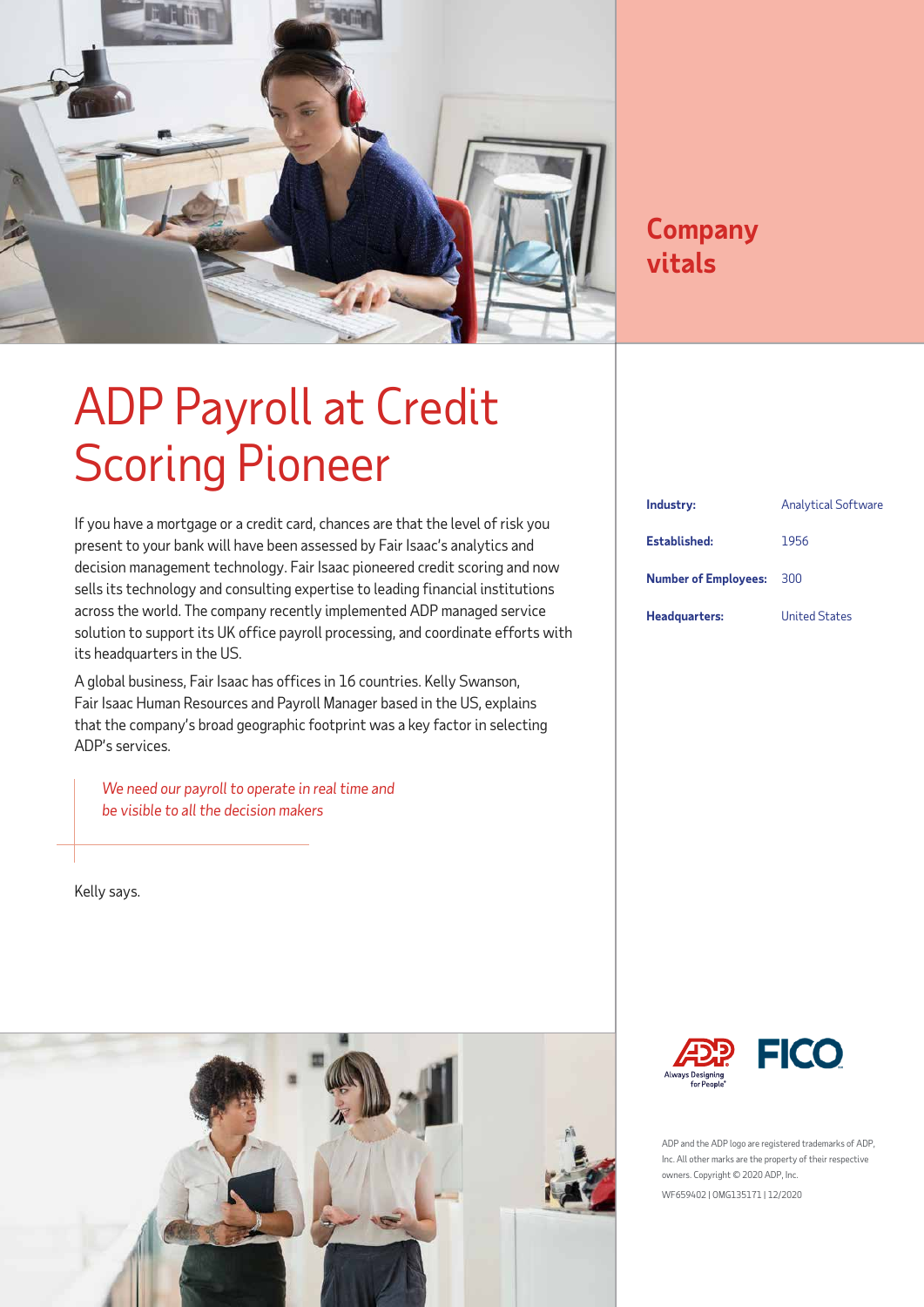# ADP Payroll at Credit Scoring Pioneer

If you have a mortgage or a credit card, chances are that the level of risk you present to your bank will have been assessed by Fair Isaac's analytics and decision management technology. Fair Isaac pioneered credit scoring and now sells its technology and consulting expertise to leading financial institutions across the world. The company recently implemented ADP managed service solution to support its UK office payroll processing, and coordinate efforts with its headquarters in the US.

A global business, Fair Isaac has offices in 16 countries. Kelly Swanson, Fair Isaac Human Resources and Payroll Manager based in the US, explains that the company's broad geographic footprint was a key factor in selecting ADP's services.

> *We need our payroll to operate in real time and be visible to all the decision makers*

Kelly says.

## Company vitals

| | |
|---|---|
| **Industry:** | Analytical Software |
| **Established:** | 1956 |
| **Number of Employees:** | 300 |
| **Headquarters:** | United States |

ADP and the ADP logo are registered trademarks of ADP, Inc. All other marks are the property of their respective owners. Copyright © 2020 ADP, Inc.

WF659402 | OMG135171 | 12/2020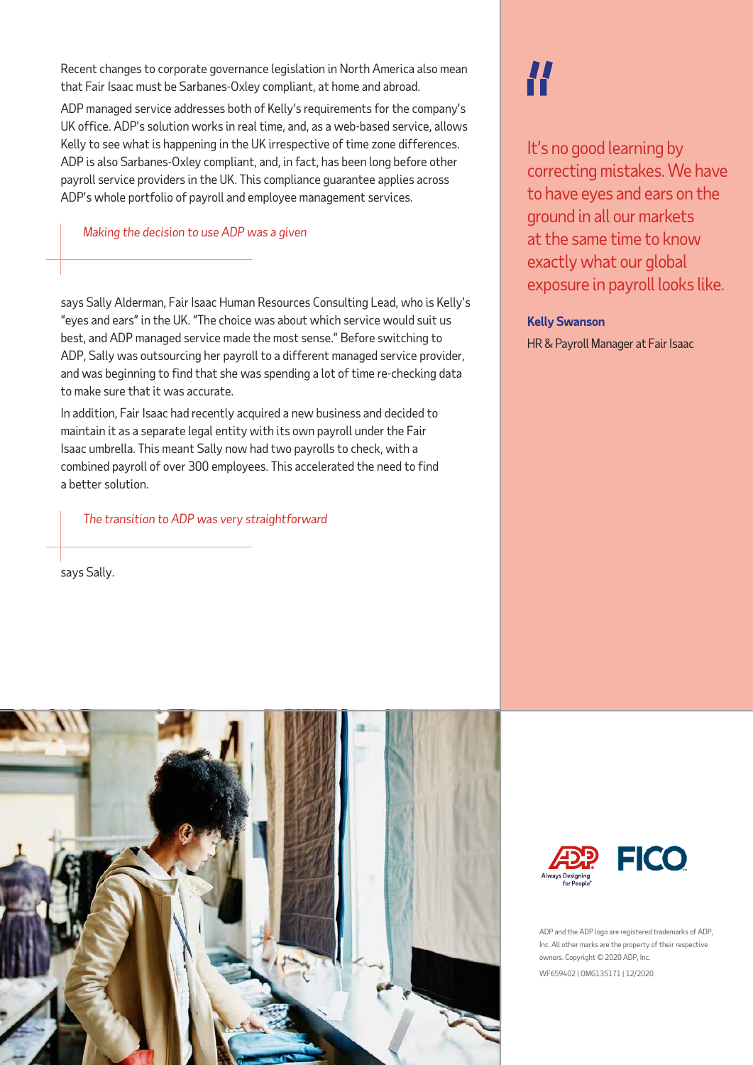Recent changes to corporate governance legislation in North America also mean that Fair Isaac must be Sarbanes-Oxley compliant, at home and abroad.

ADP managed service addresses both of Kelly's requirements for the company's UK office. ADP's solution works in real time, and, as a web-based service, allows Kelly to see what is happening in the UK irrespective of time zone differences. ADP is also Sarbanes-Oxley compliant, and, in fact, has been long before other payroll service providers in the UK. This compliance guarantee applies across ADP's whole portfolio of payroll and employee management services.

> *Making the decision to use ADP was a given*

says Sally Alderman, Fair Isaac Human Resources Consulting Lead, who is Kelly's "eyes and ears" in the UK. "The choice was about which service would suit us best, and ADP managed service made the most sense." Before switching to ADP, Sally was outsourcing her payroll to a different managed service provider, and was beginning to find that she was spending a lot of time re-checking data to make sure that it was accurate.

In addition, Fair Isaac had recently acquired a new business and decided to maintain it as a separate legal entity with its own payroll under the Fair Isaac umbrella. This meant Sally now had two payrolls to check, with a combined payroll of over 300 employees. This accelerated the need to find a better solution.

> *The transition to ADP was very straightforward*

says Sally.

> It's no good learning by correcting mistakes. We have to have eyes and ears on the ground in all our markets at the same time to know exactly what our global exposure in payroll looks like.
>
> **Kelly Swanson**
> HR & Payroll Manager at Fair Isaac

ADP and the ADP logo are registered trademarks of ADP, Inc. All other marks are the property of their respective owners. Copyright © 2020 ADP, Inc.

WF659402 | OMG135171 | 12/2020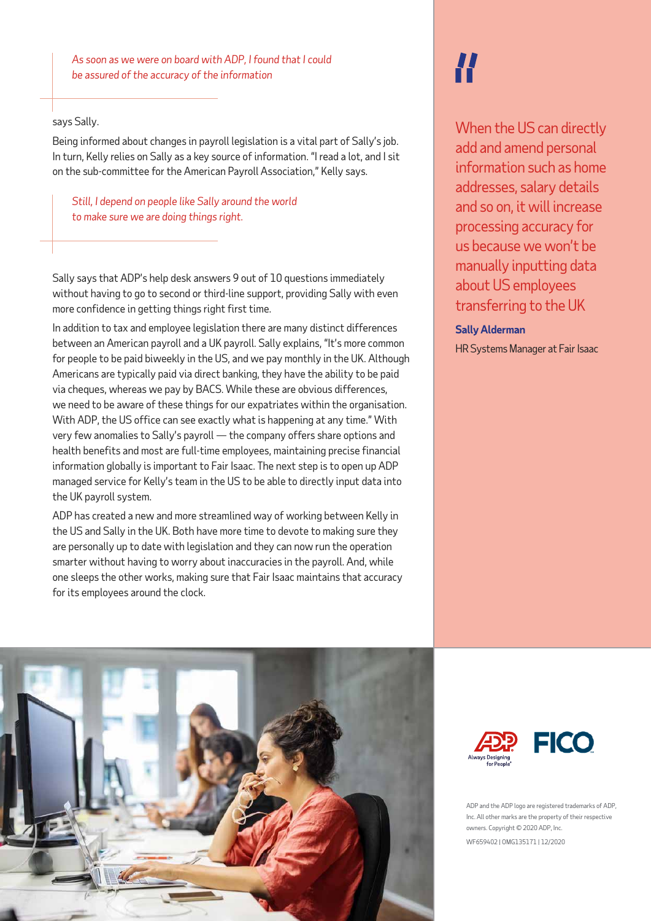*As soon as we were on board with ADP, I found that I could be assured of the accuracy of the information*

says Sally.

Being informed about changes in payroll legislation is a vital part of Sally's job. In turn, Kelly relies on Sally as a key source of information. "I read a lot, and I sit on the sub-committee for the American Payroll Association," Kelly says.

*Still, I depend on people like Sally around the world to make sure we are doing things right.*

Sally says that ADP's help desk answers 9 out of 10 questions immediately without having to go to second or third-line support, providing Sally with even more confidence in getting things right first time.

In addition to tax and employee legislation there are many distinct differences between an American payroll and a UK payroll. Sally explains, "It's more common for people to be paid biweekly in the US, and we pay monthly in the UK. Although Americans are typically paid via direct banking, they have the ability to be paid via cheques, whereas we pay by BACS. While these are obvious differences, we need to be aware of these things for our expatriates within the organisation. With ADP, the US office can see exactly what is happening at any time." With very few anomalies to Sally's payroll — the company offers share options and health benefits and most are full-time employees, maintaining precise financial information globally is important to Fair Isaac. The next step is to open up ADP managed service for Kelly's team in the US to be able to directly input data into the UK payroll system.

ADP has created a new and more streamlined way of working between Kelly in the US and Sally in the UK. Both have more time to devote to making sure they are personally up to date with legislation and they can now run the operation smarter without having to worry about inaccuracies in the payroll. And, while one sleeps the other works, making sure that Fair Isaac maintains that accuracy for its employees around the clock.

"

When the US can directly add and amend personal information such as home addresses, salary details and so on, it will increase processing accuracy for us because we won't be manually inputting data about US employees transferring to the UK

**Sally Alderman**

HR Systems Manager at Fair Isaac

ADP Always Designing for People®   FICO

ADP and the ADP logo are registered trademarks of ADP, Inc. All other marks are the property of their respective owners. Copyright © 2020 ADP, Inc.

WF659402 | OMG135171 | 12/2020